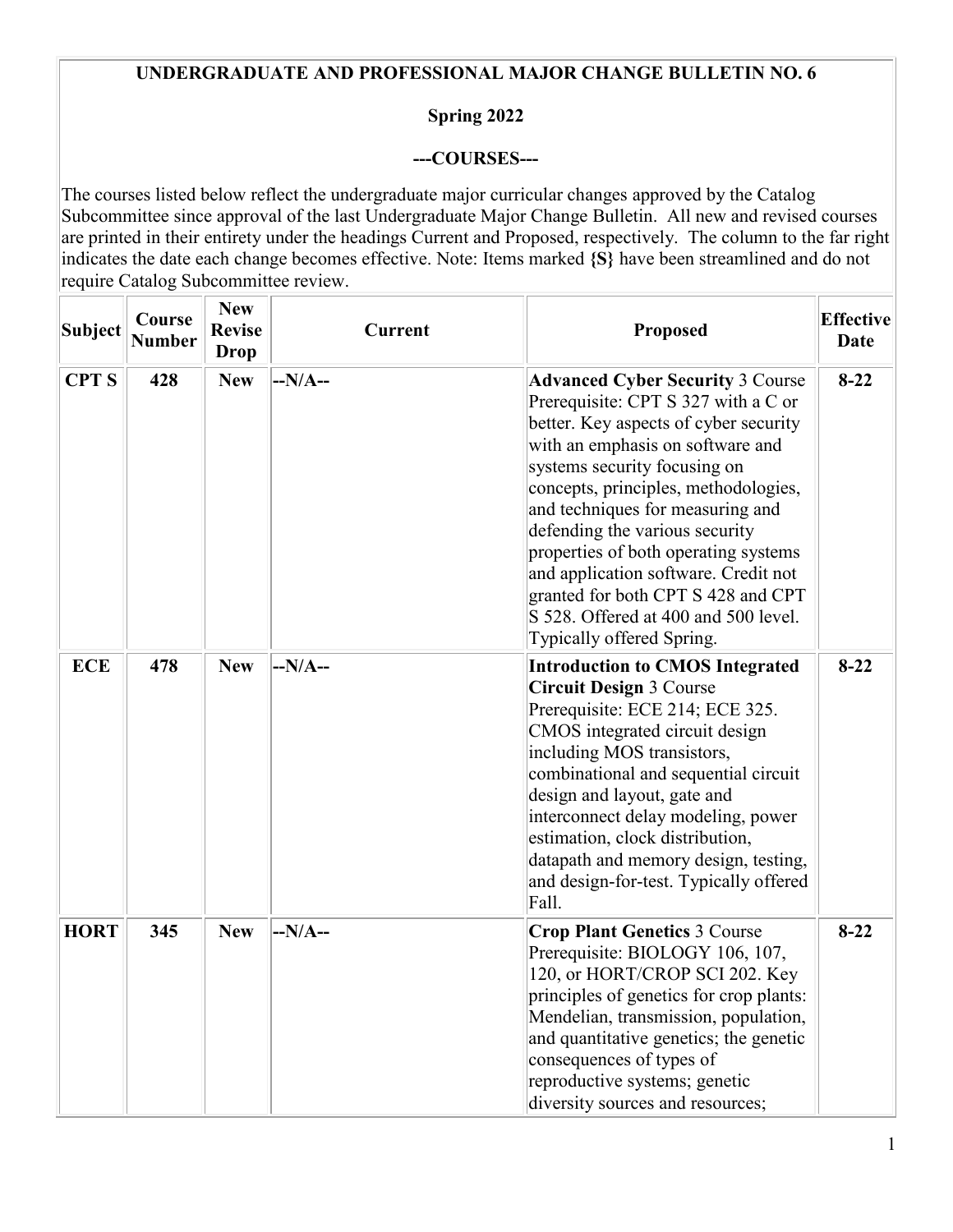# UNDERGRADUATE AND PROFESSIONAL MAJOR CHANGE BULLETIN NO. 6

## Spring 2022

## ---COURSES---

The courses listed below reflect the undergraduate major curricular changes approved by the Catalog Subcommittee since approval of the last Undergraduate Major Change Bulletin. All new and revised courses are printed in their entirety under the headings Current and Proposed, respectively. The column to the far right indicates the date each change becomes effective. Note: Items marked **{S}** have been streamlined and do not require Catalog Subcommittee review.

| Subject | Course Number | New Revise Drop | Current | Proposed | Effective Date |
|---|---|---|---|---|---|
| **CPT S** | **428** | **New** | --N/A-- | **Advanced Cyber Security** 3 Course Prerequisite: CPT S 327 with a C or better. Key aspects of cyber security with an emphasis on software and systems security focusing on concepts, principles, methodologies, and techniques for measuring and defending the various security properties of both operating systems and application software. Credit not granted for both CPT S 428 and CPT S 528. Offered at 400 and 500 level. Typically offered Spring. | **8-22** |
| **ECE** | **478** | **New** | --N/A-- | **Introduction to CMOS Integrated Circuit Design** 3 Course Prerequisite: ECE 214; ECE 325. CMOS integrated circuit design including MOS transistors, combinational and sequential circuit design and layout, gate and interconnect delay modeling, power estimation, clock distribution, datapath and memory design, testing, and design-for-test. Typically offered Fall. | **8-22** |
| **HORT** | **345** | **New** | --N/A-- | **Crop Plant Genetics** 3 Course Prerequisite: BIOLOGY 106, 107, 120, or HORT/CROP SCI 202. Key principles of genetics for crop plants: Mendelian, transmission, population, and quantitative genetics; the genetic consequences of types of reproductive systems; genetic diversity sources and resources; | **8-22** |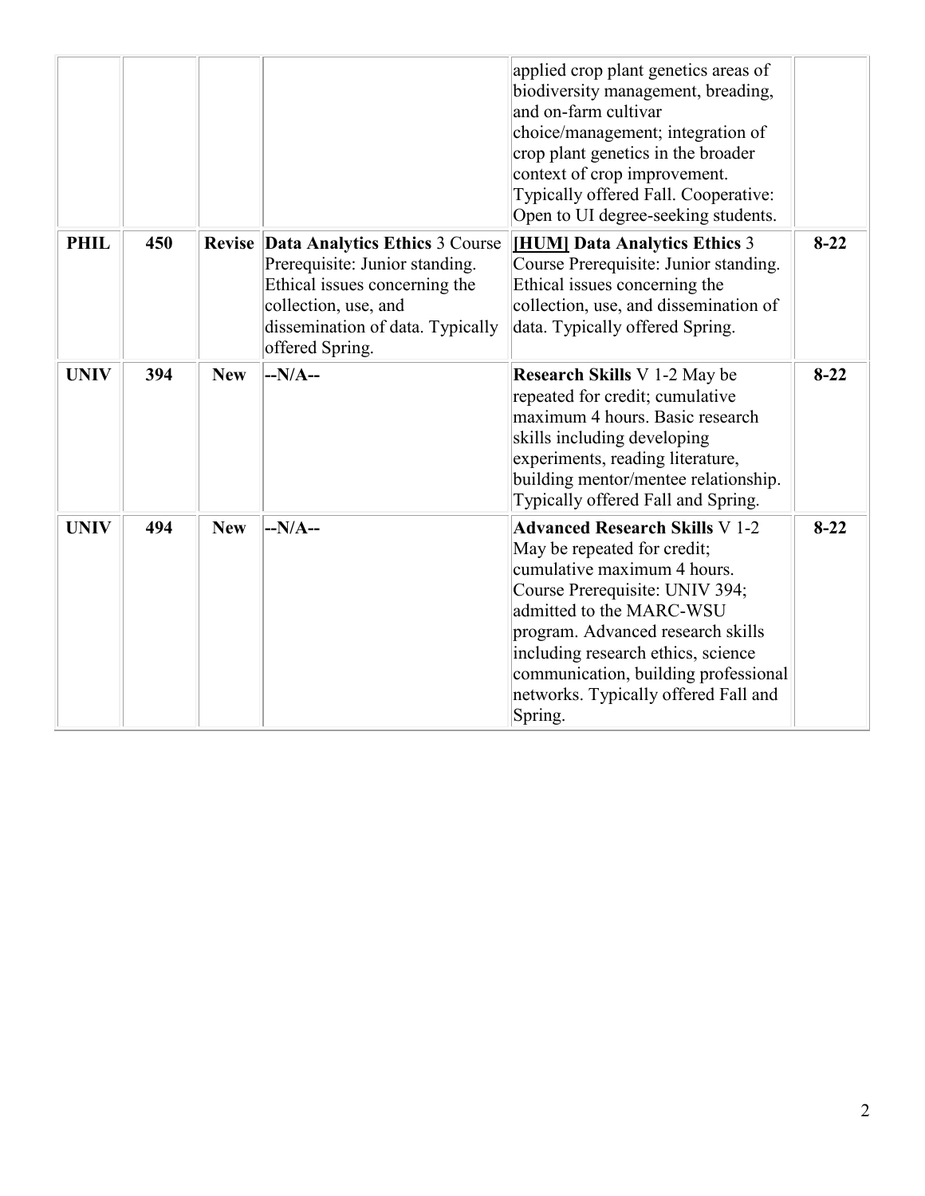| | | | | | |
|---|---|---|---|---|---|
| | | | | applied crop plant genetics areas of biodiversity management, breading, and on-farm cultivar choice/management; integration of crop plant genetics in the broader context of crop improvement. Typically offered Fall. Cooperative: Open to UI degree-seeking students. | |
| **PHIL** | **450** | **Revise** | **Data Analytics Ethics** 3 Course Prerequisite: Junior standing. Ethical issues concerning the collection, use, and dissemination of data. Typically offered Spring. | **[HUM] Data Analytics Ethics** 3 Course Prerequisite: Junior standing. Ethical issues concerning the collection, use, and dissemination of data. Typically offered Spring. | **8-22** |
| **UNIV** | **394** | **New** | **--N/A--** | **Research Skills** V 1-2 May be repeated for credit; cumulative maximum 4 hours. Basic research skills including developing experiments, reading literature, building mentor/mentee relationship. Typically offered Fall and Spring. | **8-22** |
| **UNIV** | **494** | **New** | **--N/A--** | **Advanced Research Skills** V 1-2 May be repeated for credit; cumulative maximum 4 hours. Course Prerequisite: UNIV 394; admitted to the MARC-WSU program. Advanced research skills including research ethics, science communication, building professional networks. Typically offered Fall and Spring. | **8-22** |